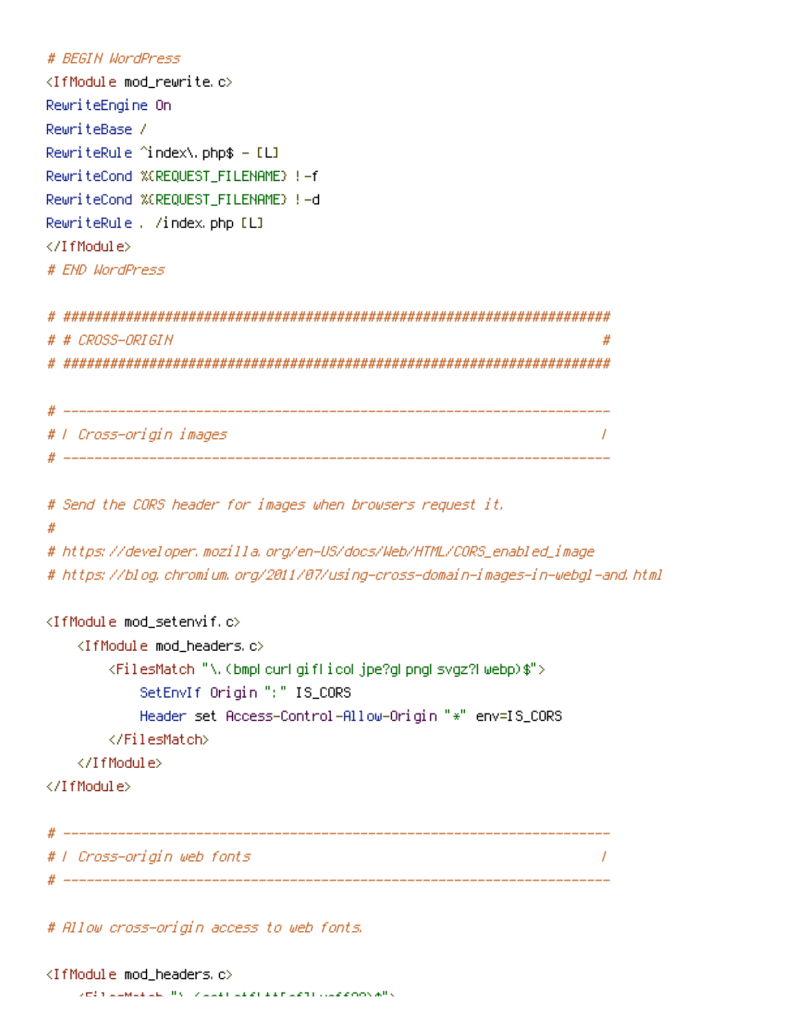```
# BEGIN WordPress
<IfModule mod_rewrite.c>
RewriteEngine On
RewriteBase /
RewriteRule ^index\.php$ - [L]
RewriteCond %{REQUEST_FILENAME} !-f
RewriteCond %{REQUEST_FILENAME} !-d
RewriteRule . /index.php [L]
</IfModule>
# END WordPress

# ######################################################################
# # CROSS-ORIGIN                                                       #
# ######################################################################

# ----------------------------------------------------------------------
# | Cross-origin images                                                |
# ----------------------------------------------------------------------

# Send the CORS header for images when browsers request it.
#
# https://developer.mozilla.org/en-US/docs/Web/HTML/CORS_enabled_image
# https://blog.chromium.org/2011/07/using-cross-domain-images-in-webgl-and.html

<IfModule mod_setenvif.c>
    <IfModule mod_headers.c>
        <FilesMatch "\.(bmp|cur|gif|ico|jpe?g|png|svgz?|webp)$">
            SetEnvIf Origin ":" IS_CORS
            Header set Access-Control-Allow-Origin "*" env=IS_CORS
        </FilesMatch>
    </IfModule>
</IfModule>

# ----------------------------------------------------------------------
# | Cross-origin web fonts                                             |
# ----------------------------------------------------------------------

# Allow cross-origin access to web fonts.

<IfModule mod_headers.c>
```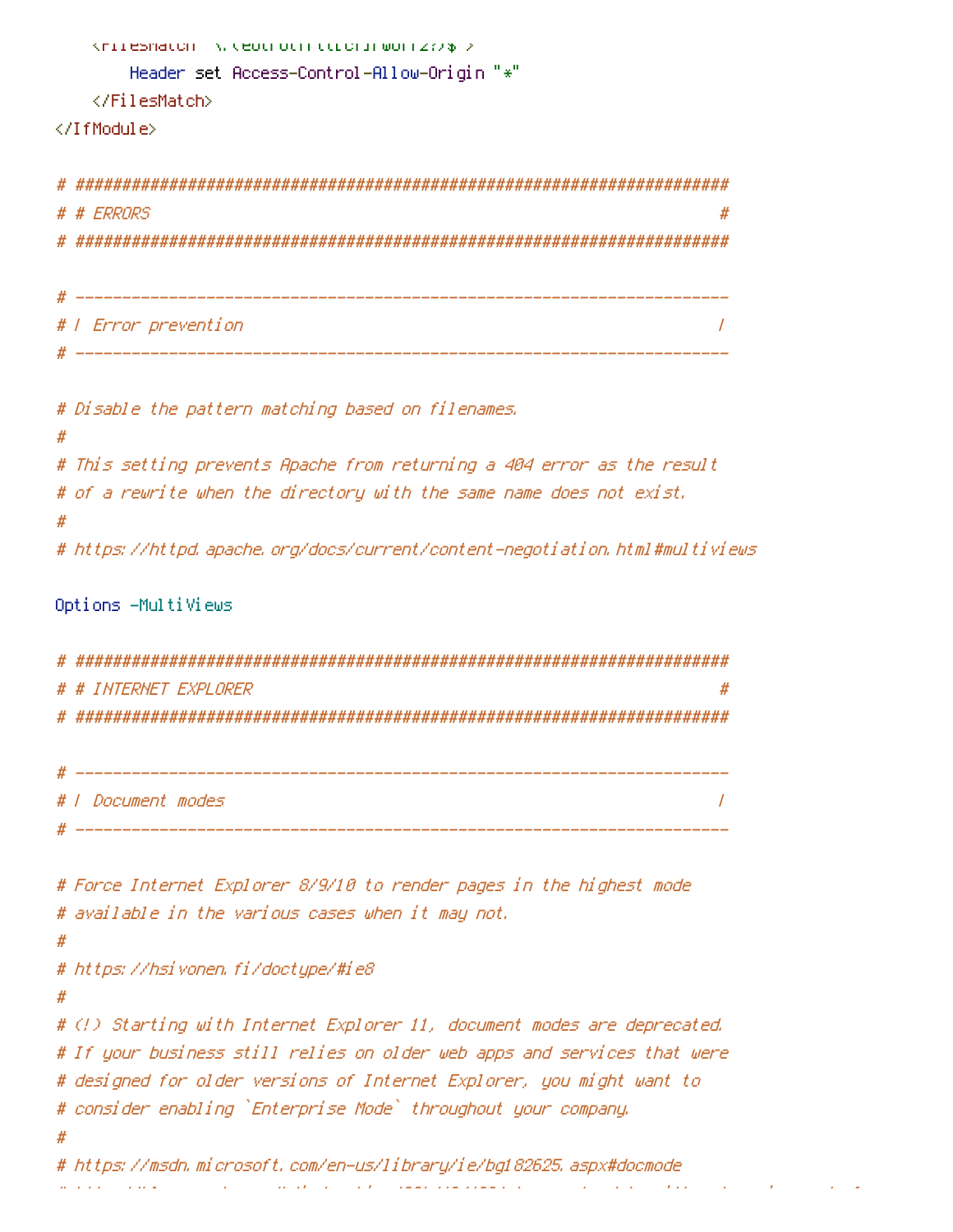```
    <FilesMatch "\.(eot|otf|tt[cf]|woff2?)$">
        Header set Access-Control-Allow-Origin "*"
    </FilesMatch>
</IfModule>

# ######################################################################
# # ERRORS                                                             #
# ######################################################################

# ----------------------------------------------------------------------
# | Error prevention                                                   |
# ----------------------------------------------------------------------

# Disable the pattern matching based on filenames.
#
# This setting prevents Apache from returning a 404 error as the result
# of a rewrite when the directory with the same name does not exist.
#
# https://httpd.apache.org/docs/current/content-negotiation.html#multiviews

Options -MultiViews

# ######################################################################
# # INTERNET EXPLORER                                                  #
# ######################################################################

# ----------------------------------------------------------------------
# | Document modes                                                     |
# ----------------------------------------------------------------------

# Force Internet Explorer 8/9/10 to render pages in the highest mode
# available in the various cases when it may not.
#
# https://hsivonen.fi/doctype/#ie8
#
# (!) Starting with Internet Explorer 11, document modes are deprecated.
# If your business still relies on older web apps and services that were
# designed for older versions of Internet Explorer, you might want to
# consider enabling `Enterprise Mode` throughout your company.
#
# https://msdn.microsoft.com/en-us/library/ie/bg182625.aspx#docmode
```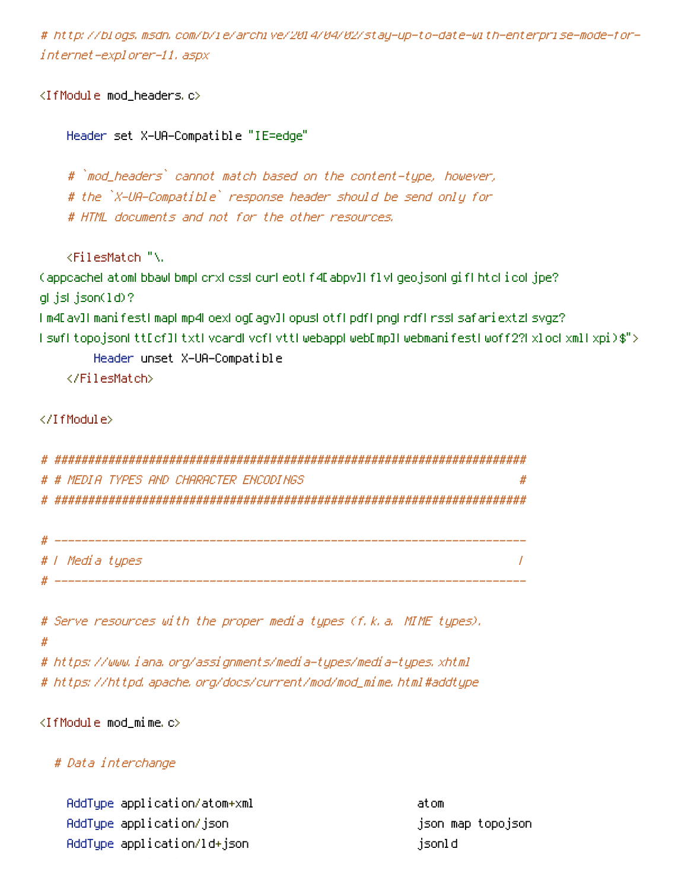```
# http://blogs.msdn.com/b/ie/archive/2014/04/02/stay-up-to-date-with-enterprise-mode-for-internet-explorer-11.aspx

<IfModule mod_headers.c>

    Header set X-UA-Compatible "IE=edge"

    # `mod_headers` cannot match based on the content-type, however,
    # the `X-UA-Compatible` response header should be send only for
    # HTML documents and not for the other resources.

    <FilesMatch "\.(appcache|atom|bbaw|bmp|crx|css|cur|eot|f4[abpv]|flv|geojson|gif|htc|ico|jpe?g|js|json(ld)?|m4[av]|manifest|map|mp4|oex|og[agv]|opus|otf|pdf|png|rdf|rss|safariextz|svgz?|swf|topojson|tt[cf]|txt|vcard|vcf|vtt|webapp|web[mp]|webmanifest|woff2?|xloc|xml|xpi)$">
        Header unset X-UA-Compatible
    </FilesMatch>

</IfModule>

# ######################################################################
# # MEDIA TYPES AND CHARACTER ENCODINGS                                #
# ######################################################################

# ----------------------------------------------------------------------
# | Media types                                                        |
# ----------------------------------------------------------------------

# Serve resources with the proper media types (f.k.a. MIME types).
#
# https://www.iana.org/assignments/media-types/media-types.xhtml
# https://httpd.apache.org/docs/current/mod/mod_mime.html#addtype

<IfModule mod_mime.c>

  # Data interchange

    AddType application/atom+xml                        atom
    AddType application/json                            json map topojson
    AddType application/ld+json                         jsonld
```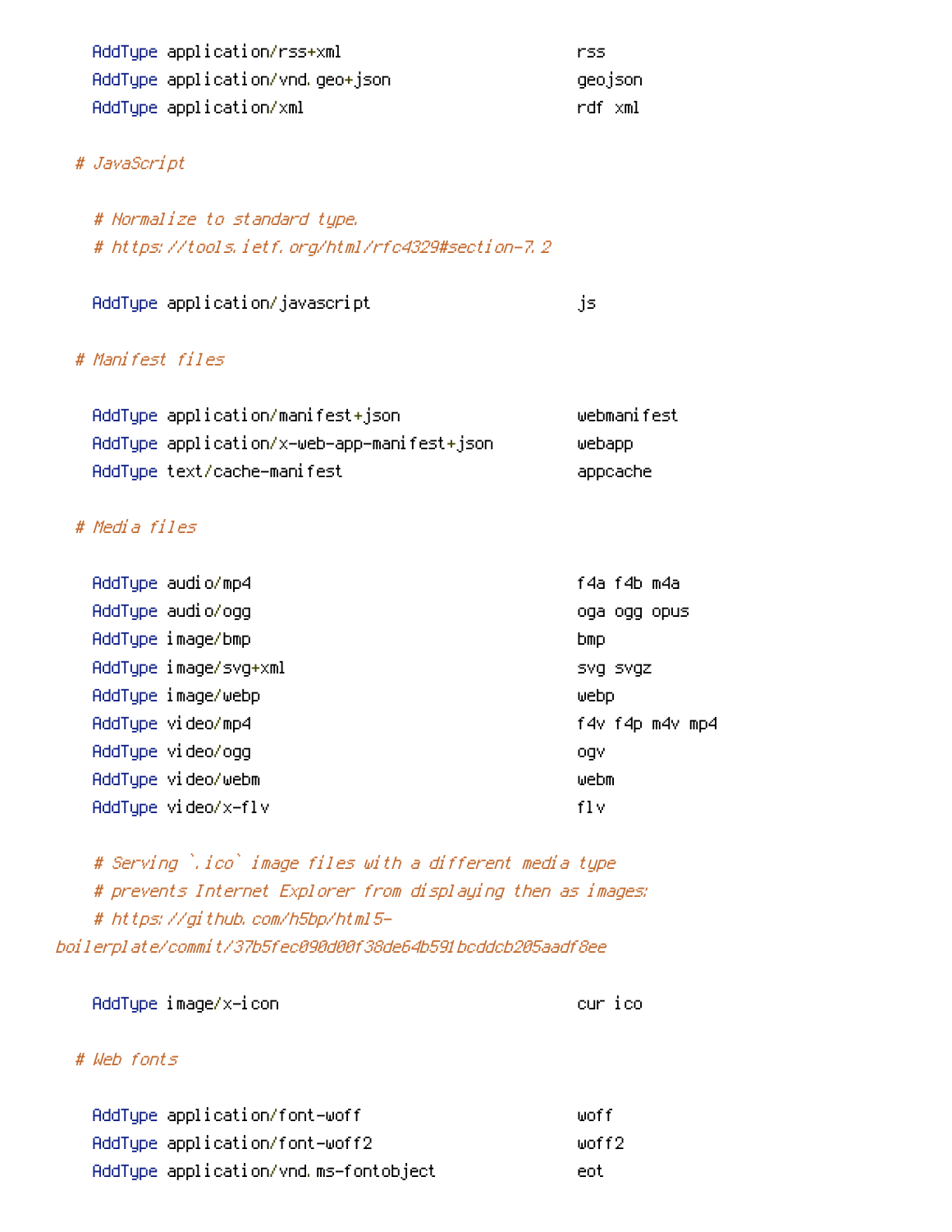```
    AddType application/rss+xml                         rss
    AddType application/vnd.geo+json                    geojson
    AddType application/xml                             rdf xml

  # JavaScript

    # Normalize to standard type.
    # https://tools.ietf.org/html/rfc4329#section-7.2

    AddType application/javascript                      js

  # Manifest files

    AddType application/manifest+json                   webmanifest
    AddType application/x-web-app-manifest+json         webapp
    AddType text/cache-manifest                         appcache

  # Media files

    AddType audio/mp4                                   f4a f4b m4a
    AddType audio/ogg                                   oga ogg opus
    AddType image/bmp                                   bmp
    AddType image/svg+xml                               svg svgz
    AddType image/webp                                  webp
    AddType video/mp4                                   f4v f4p m4v mp4
    AddType video/ogg                                   ogv
    AddType video/webm                                  webm
    AddType video/x-flv                                 flv

    # Serving `.ico` image files with a different media type
    # prevents Internet Explorer from displaying then as images:
    # https://github.com/h5bp/html5-
boilerplate/commit/37b5fec090d00f38de64b591bcddcb205aadf8ee

    AddType image/x-icon                                cur ico

  # Web fonts

    AddType application/font-woff                       woff
    AddType application/font-woff2                      woff2
    AddType application/vnd.ms-fontobject               eot
```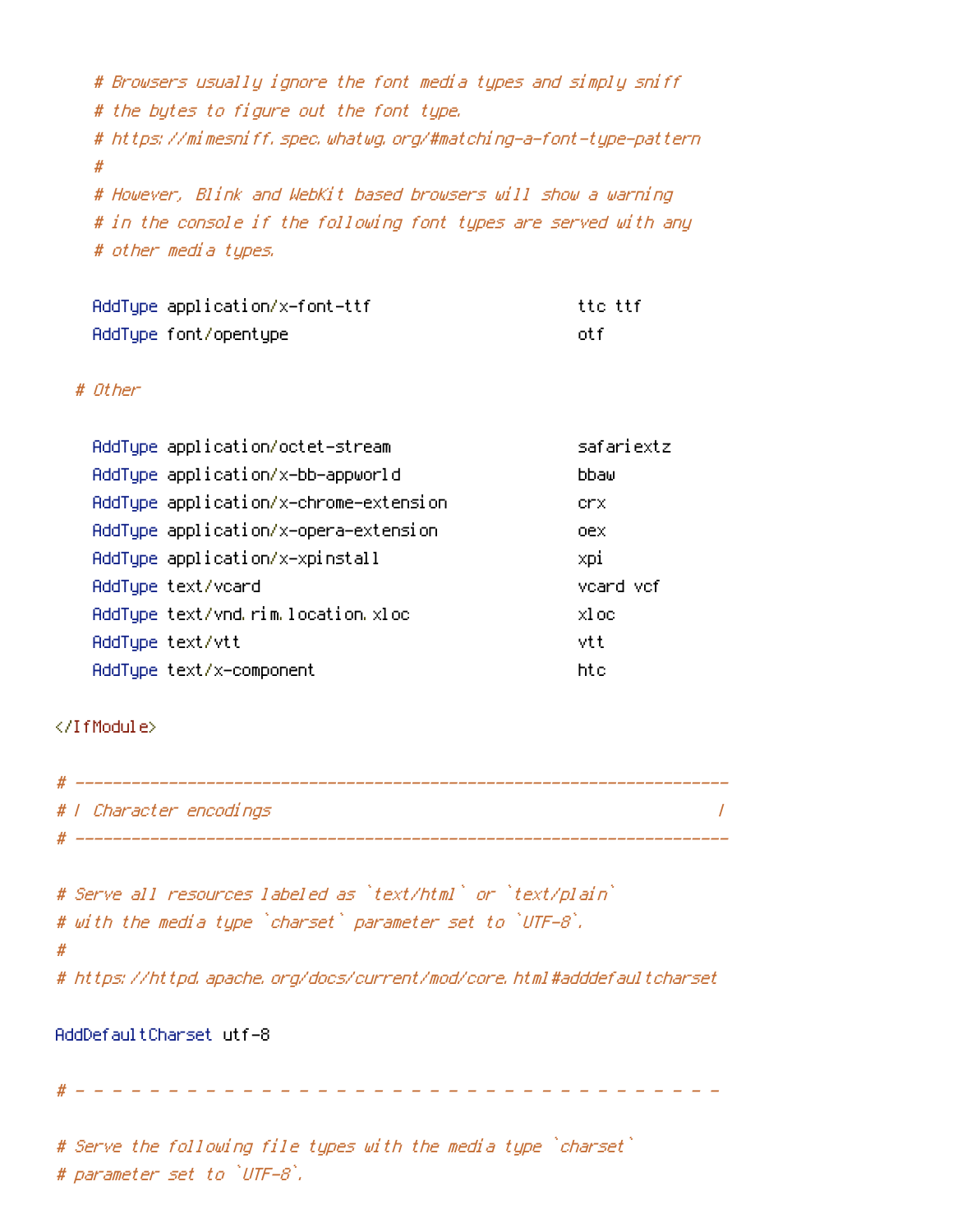```
    # Browsers usually ignore the font media types and simply sniff
    # the bytes to figure out the font type.
    # https://mimesniff.spec.whatwg.org/#matching-a-font-type-pattern
    #
    # However, Blink and WebKit based browsers will show a warning
    # in the console if the following font types are served with any
    # other media types.

    AddType application/x-font-ttf                      ttc ttf
    AddType font/opentype                               otf

  # Other

    AddType application/octet-stream                    safariextz
    AddType application/x-bb-appworld                   bbaw
    AddType application/x-chrome-extension              crx
    AddType application/x-opera-extension               oex
    AddType application/x-xpinstall                     xpi
    AddType text/vcard                                  vcard vcf
    AddType text/vnd.rim.location.xloc                  xloc
    AddType text/vtt                                    vtt
    AddType text/x-component                            htc

</IfModule>

# ----------------------------------------------------------------------
# | Character encodings                                                |
# ----------------------------------------------------------------------

# Serve all resources labeled as `text/html` or `text/plain`
# with the media type `charset` parameter set to `UTF-8`.
#
# https://httpd.apache.org/docs/current/mod/core.html#adddefaultcharset

AddDefaultCharset utf-8

# - - - - - - - - - - - - - - - - - - - - - - - - - - - - - - - - - - -

# Serve the following file types with the media type `charset`
# parameter set to `UTF-8`.
```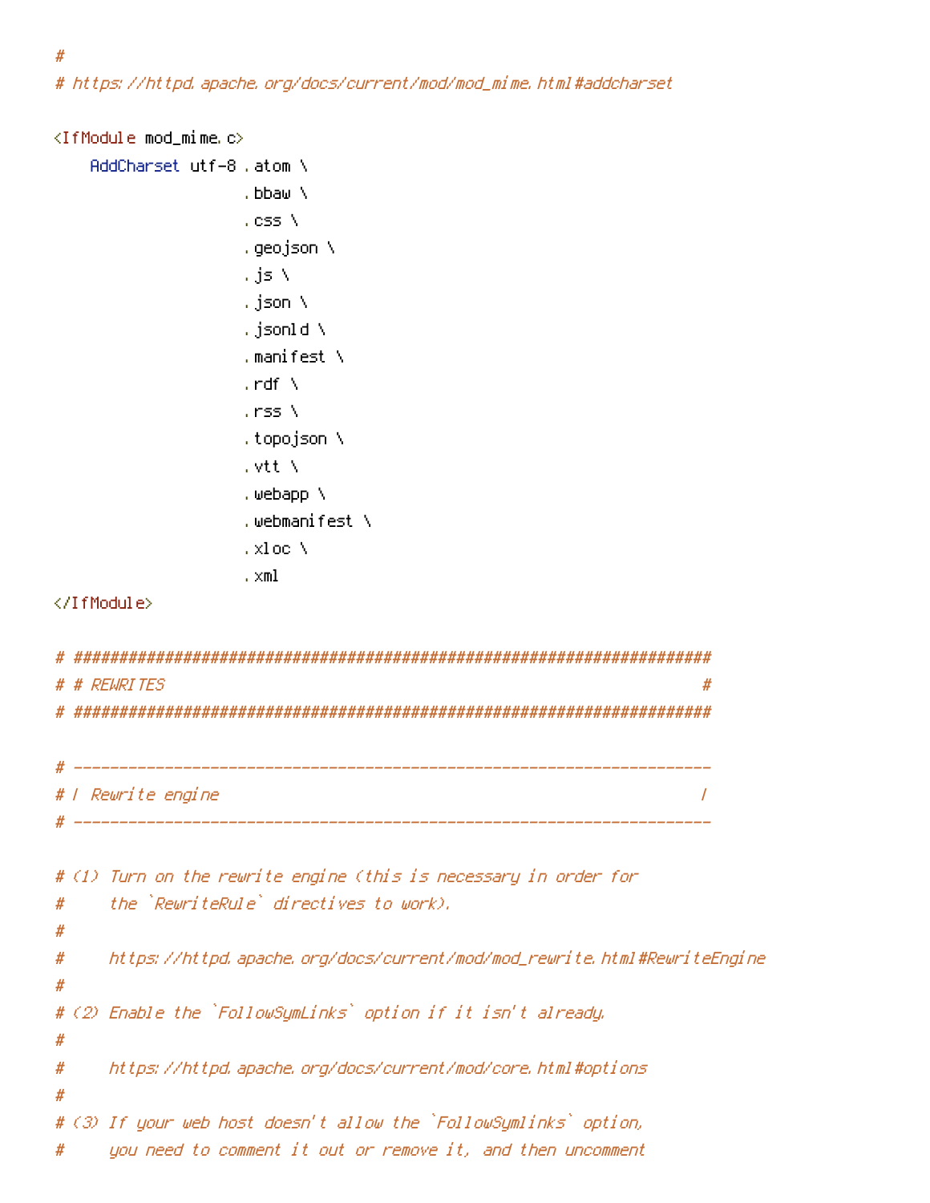```
#
# https://httpd.apache.org/docs/current/mod/mod_mime.html#addcharset

<IfModule mod_mime.c>
    AddCharset utf-8 .atom \
                     .bbaw \
                     .css \
                     .geojson \
                     .js \
                     .json \
                     .jsonld \
                     .manifest \
                     .rdf \
                     .rss \
                     .topojson \
                     .vtt \
                     .webapp \
                     .webmanifest \
                     .xloc \
                     .xml
</IfModule>

# ######################################################################
# # REWRITES                                                           #
# ######################################################################

# ----------------------------------------------------------------------
# | Rewrite engine                                                     |
# ----------------------------------------------------------------------

# (1) Turn on the rewrite engine (this is necessary in order for
#     the `RewriteRule` directives to work).
#
#     https://httpd.apache.org/docs/current/mod/mod_rewrite.html#RewriteEngine
#
# (2) Enable the `FollowSymLinks` option if it isn't already.
#
#     https://httpd.apache.org/docs/current/mod/core.html#options
#
# (3) If your web host doesn't allow the `FollowSymlinks` option,
#     you need to comment it out or remove it, and then uncomment
```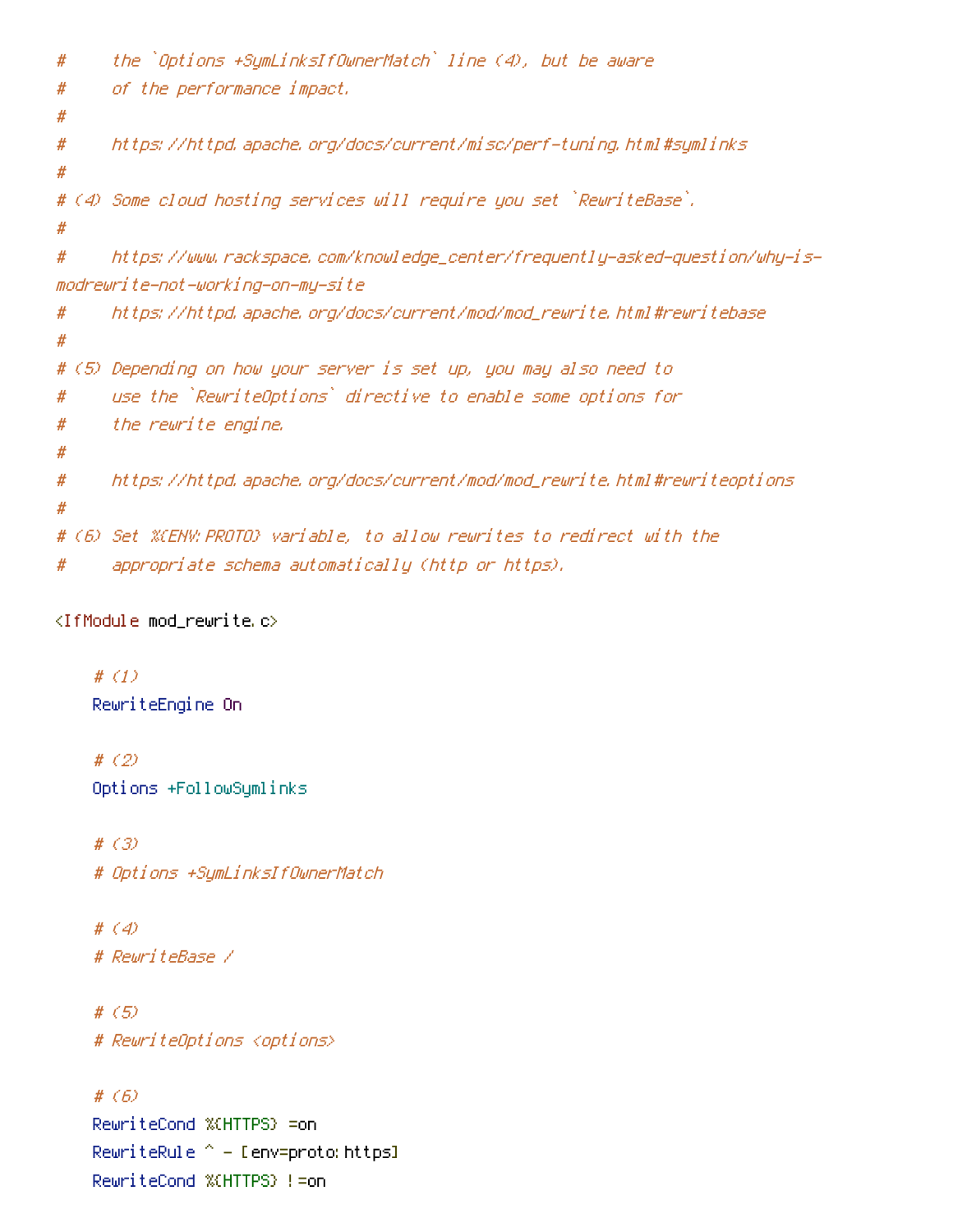```
#     the `Options +SymLinksIfOwnerMatch` line (4), but be aware
#     of the performance impact.
#
#     https://httpd.apache.org/docs/current/misc/perf-tuning.html#symlinks
#
# (4) Some cloud hosting services will require you set `RewriteBase`.
#
#     https://www.rackspace.com/knowledge_center/frequently-asked-question/why-is-
modrewrite-not-working-on-my-site
#     https://httpd.apache.org/docs/current/mod/mod_rewrite.html#rewritebase
#
# (5) Depending on how your server is set up, you may also need to
#     use the `RewriteOptions` directive to enable some options for
#     the rewrite engine.
#
#     https://httpd.apache.org/docs/current/mod/mod_rewrite.html#rewriteoptions
#
# (6) Set %{ENV:PROTO} variable, to allow rewrites to redirect with the
#     appropriate schema automatically (http or https).

<IfModule mod_rewrite.c>

    # (1)
    RewriteEngine On

    # (2)
    Options +FollowSymlinks

    # (3)
    # Options +SymLinksIfOwnerMatch

    # (4)
    # RewriteBase /

    # (5)
    # RewriteOptions <options>

    # (6)
    RewriteCond %{HTTPS} =on
    RewriteRule ^ - [env=proto:https]
    RewriteCond %{HTTPS} !=on
```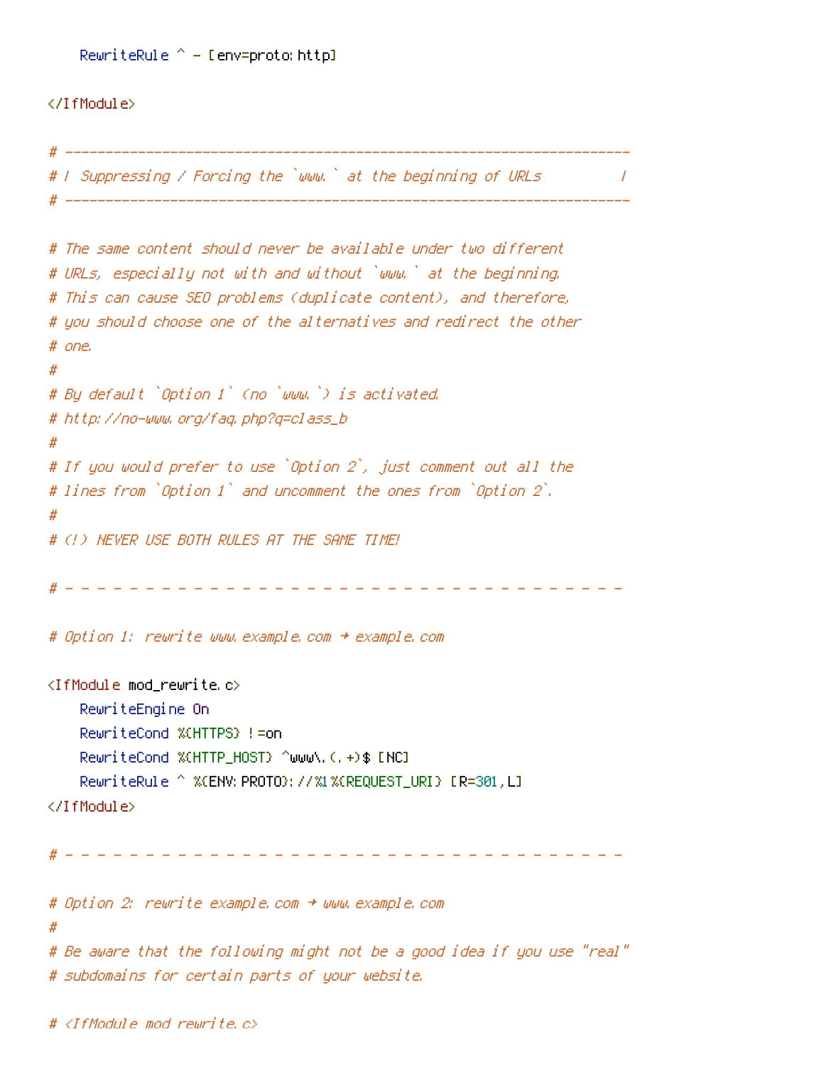```
    RewriteRule ^ - [env=proto:http]

</IfModule>

# ----------------------------------------------------------------------
# | Suppressing / Forcing the `www.` at the beginning of URLs          |
# ----------------------------------------------------------------------

# The same content should never be available under two different
# URLs, especially not with and without `www.` at the beginning.
# This can cause SEO problems (duplicate content), and therefore,
# you should choose one of the alternatives and redirect the other
# one.
#
# By default `Option 1` (no `www.`) is activated.
# http://no-www.org/faq.php?q=class_b
#
# If you would prefer to use `Option 2`, just comment out all the
# lines from `Option 1` and uncomment the ones from `Option 2`.
#
# (!) NEVER USE BOTH RULES AT THE SAME TIME!

# - - - - - - - - - - - - - - - - - - - - - - - - - - - - - - - - - - - -

# Option 1: rewrite www.example.com → example.com

<IfModule mod_rewrite.c>
    RewriteEngine On
    RewriteCond %{HTTPS} !=on
    RewriteCond %{HTTP_HOST} ^www\.(.+)$ [NC]
    RewriteRule ^ %{ENV:PROTO}://%1%{REQUEST_URI} [R=301,L]
</IfModule>

# - - - - - - - - - - - - - - - - - - - - - - - - - - - - - - - - - - - -

# Option 2: rewrite example.com → www.example.com
#
# Be aware that the following might not be a good idea if you use "real"
# subdomains for certain parts of your website.

# <IfModule mod_rewrite.c>
```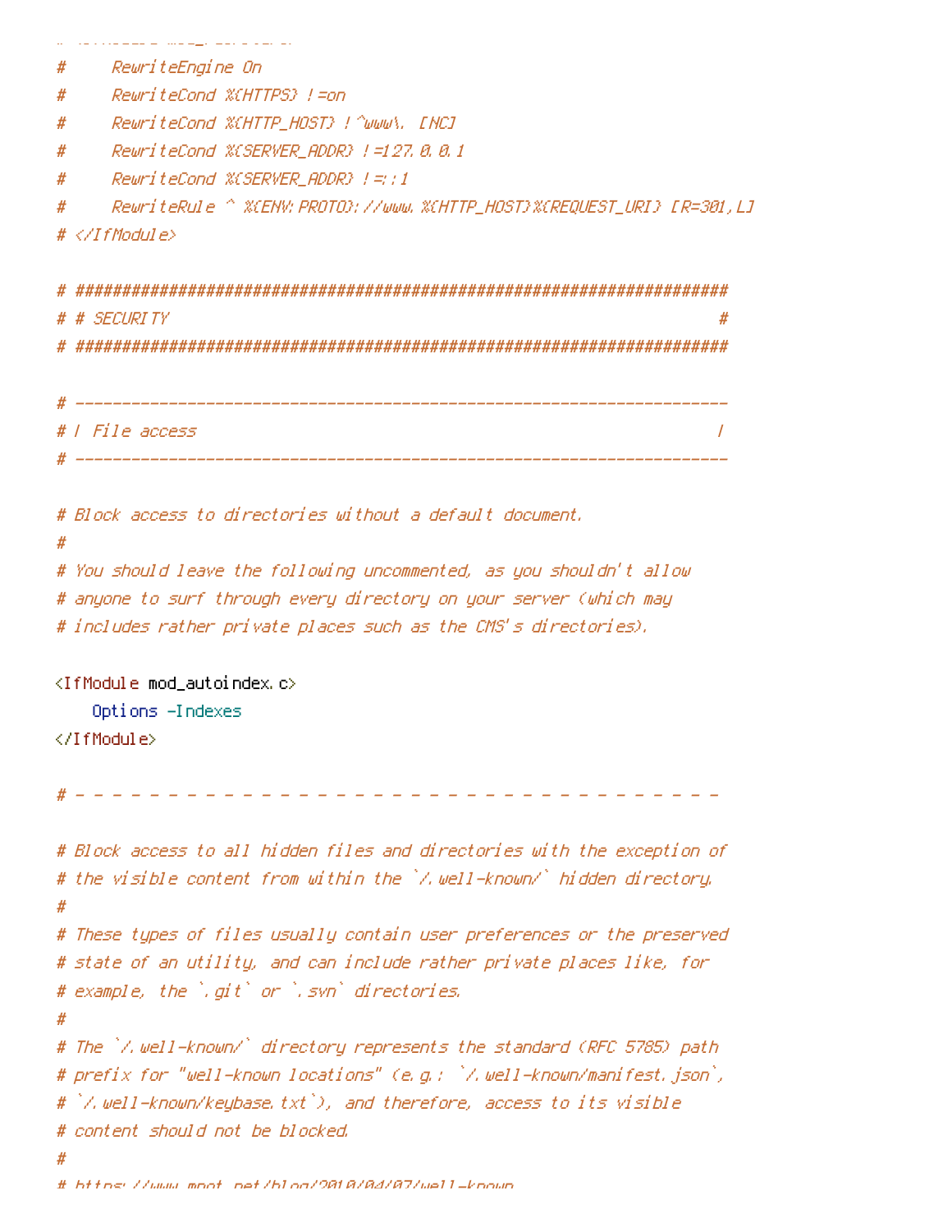```
#     RewriteEngine On
#     RewriteCond %{HTTPS} !=on
#     RewriteCond %{HTTP_HOST} !^www\. [NC]
#     RewriteCond %{SERVER_ADDR} !=127.0.0.1
#     RewriteCond %{SERVER_ADDR} !=::1
#     RewriteRule ^ %{ENV:PROTO}://www.%{HTTP_HOST}%{REQUEST_URI} [R=301,L]
# </IfModule>

# ######################################################################
# # SECURITY                                                           #
# ######################################################################

# ----------------------------------------------------------------------
# | File access                                                        |
# ----------------------------------------------------------------------

# Block access to directories without a default document.
#
# You should leave the following uncommented, as you shouldn't allow
# anyone to surf through every directory on your server (which may
# includes rather private places such as the CMS's directories).

<IfModule mod_autoindex.c>
    Options -Indexes
</IfModule>

# - - - - - - - - - - - - - - - - - - - - - - - - - - - - - - - - - - -

# Block access to all hidden files and directories with the exception of
# the visible content from within the `/.well-known/` hidden directory.
#
# These types of files usually contain user preferences or the preserved
# state of an utility, and can include rather private places like, for
# example, the `.git` or `.svn` directories.
#
# The `/.well-known/` directory represents the standard (RFC 5785) path
# prefix for "well-known locations" (e.g.: `/.well-known/manifest.json`,
# `/.well-known/keybase.txt`), and therefore, access to its visible
# content should not be blocked.
#
# https://www.mnot.net/blog/2010/04/07/well-known
```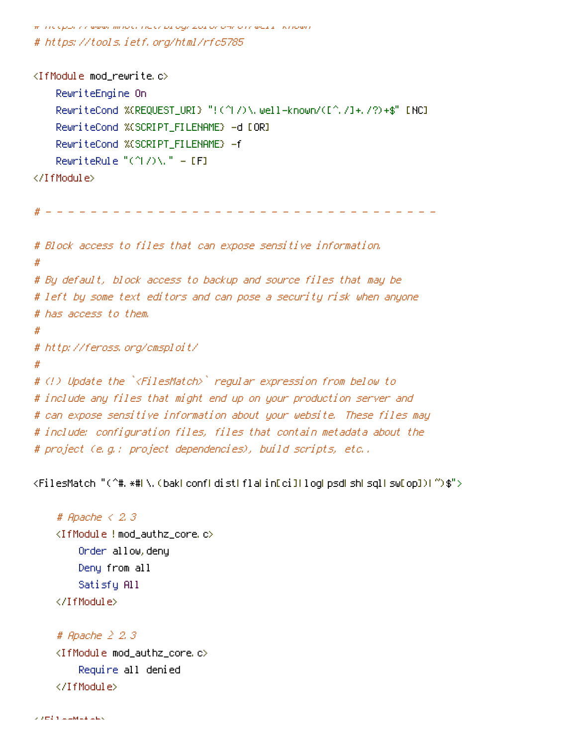```
# https://tools.ietf.org/html/rfc5785

<IfModule mod_rewrite.c>
    RewriteEngine On
    RewriteCond %{REQUEST_URI} "!(^|/)\.well-known/([^./]+./?)+$" [NC]
    RewriteCond %{SCRIPT_FILENAME} -d [OR]
    RewriteCond %{SCRIPT_FILENAME} -f
    RewriteRule "(^|/)\." - [F]
</IfModule>

# - - - - - - - - - - - - - - - - - - - - - - - - - - - - - - - - - - - - -

# Block access to files that can expose sensitive information.
#
# By default, block access to backup and source files that may be
# left by some text editors and can pose a security risk when anyone
# has access to them.
#
# http://feross.org/cmsploit/
#
# (!) Update the `<FilesMatch>` regular expression from below to
# include any files that might end up on your production server and
# can expose sensitive information about your website. These files may
# include: configuration files, files that contain metadata about the
# project (e.g.: project dependencies), build scripts, etc..

<FilesMatch "(^#.*#|\.(bak|conf|dist|fla|in[ci]|log|psd|sh|sql|sw[op])|~)$">

    # Apache < 2.3
    <IfModule !mod_authz_core.c>
        Order allow,deny
        Deny from all
        Satisfy All
    </IfModule>

    # Apache ≥ 2.3
    <IfModule mod_authz_core.c>
        Require all denied
    </IfModule>

</FilesMatch>
```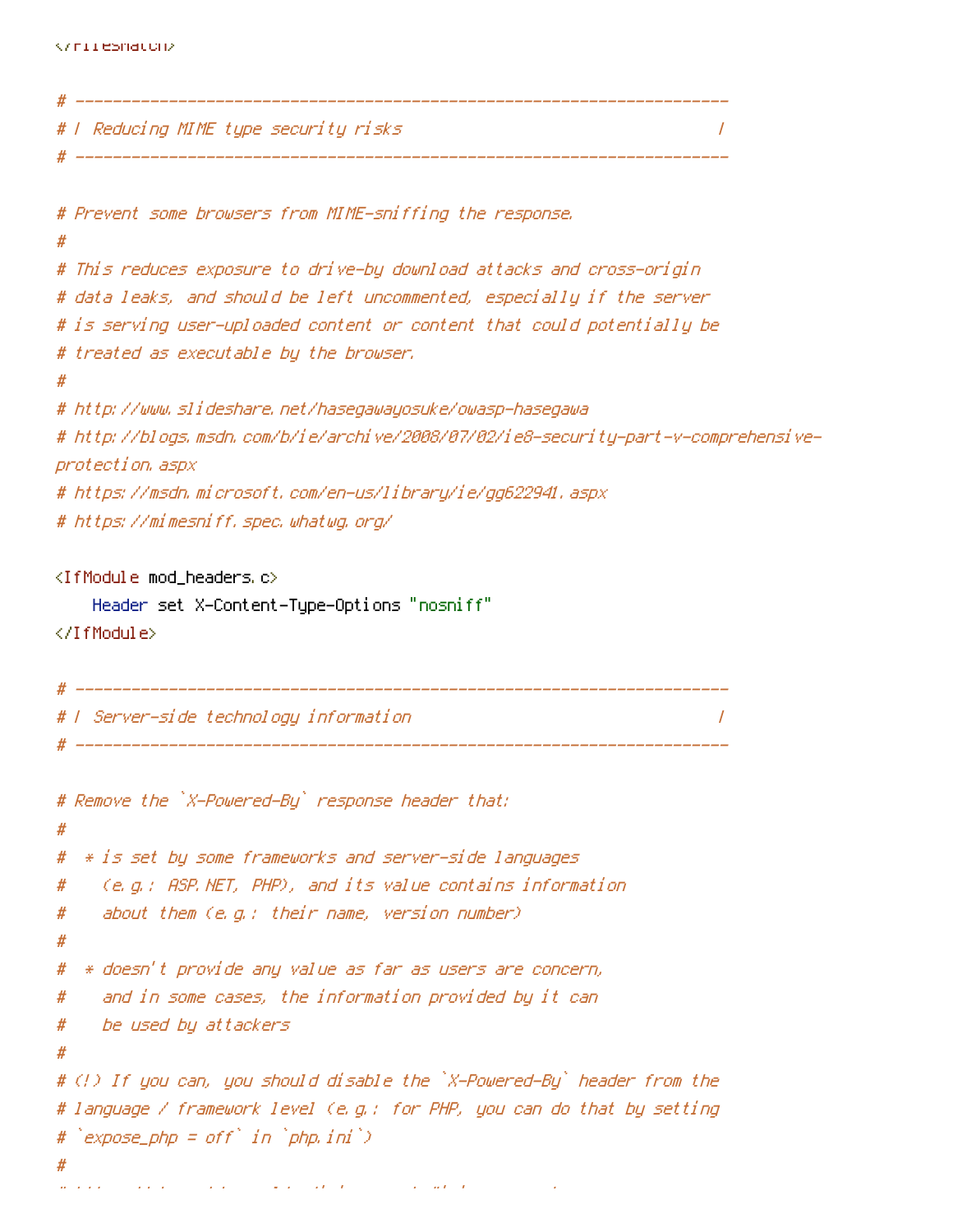```
</FilesMatch>

# ----------------------------------------------------------------------
# | Reducing MIME type security risks                                  |
# ----------------------------------------------------------------------

# Prevent some browsers from MIME-sniffing the response.
#
# This reduces exposure to drive-by download attacks and cross-origin
# data leaks, and should be left uncommented, especially if the server
# is serving user-uploaded content or content that could potentially be
# treated as executable by the browser.
#
# http://www.slideshare.net/hasegawayosuke/owasp-hasegawa
# http://blogs.msdn.com/b/ie/archive/2008/07/02/ie8-security-part-v-comprehensive-
protection.aspx
# https://msdn.microsoft.com/en-us/library/ie/gg622941.aspx
# https://mimesniff.spec.whatwg.org/

<IfModule mod_headers.c>
    Header set X-Content-Type-Options "nosniff"
</IfModule>

# ----------------------------------------------------------------------
# | Server-side technology information                                 |
# ----------------------------------------------------------------------

# Remove the `X-Powered-By` response header that:
#
#  * is set by some frameworks and server-side languages
#    (e.g.: ASP.NET, PHP), and its value contains information
#    about them (e.g.: their name, version number)
#
#  * doesn't provide any value as far as users are concern,
#    and in some cases, the information provided by it can
#    be used by attackers
#
# (!) If you can, you should disable the `X-Powered-By` header from the
# language / framework level (e.g.: for PHP, you can do that by setting
# `expose_php = off` in `php.ini`)
#
```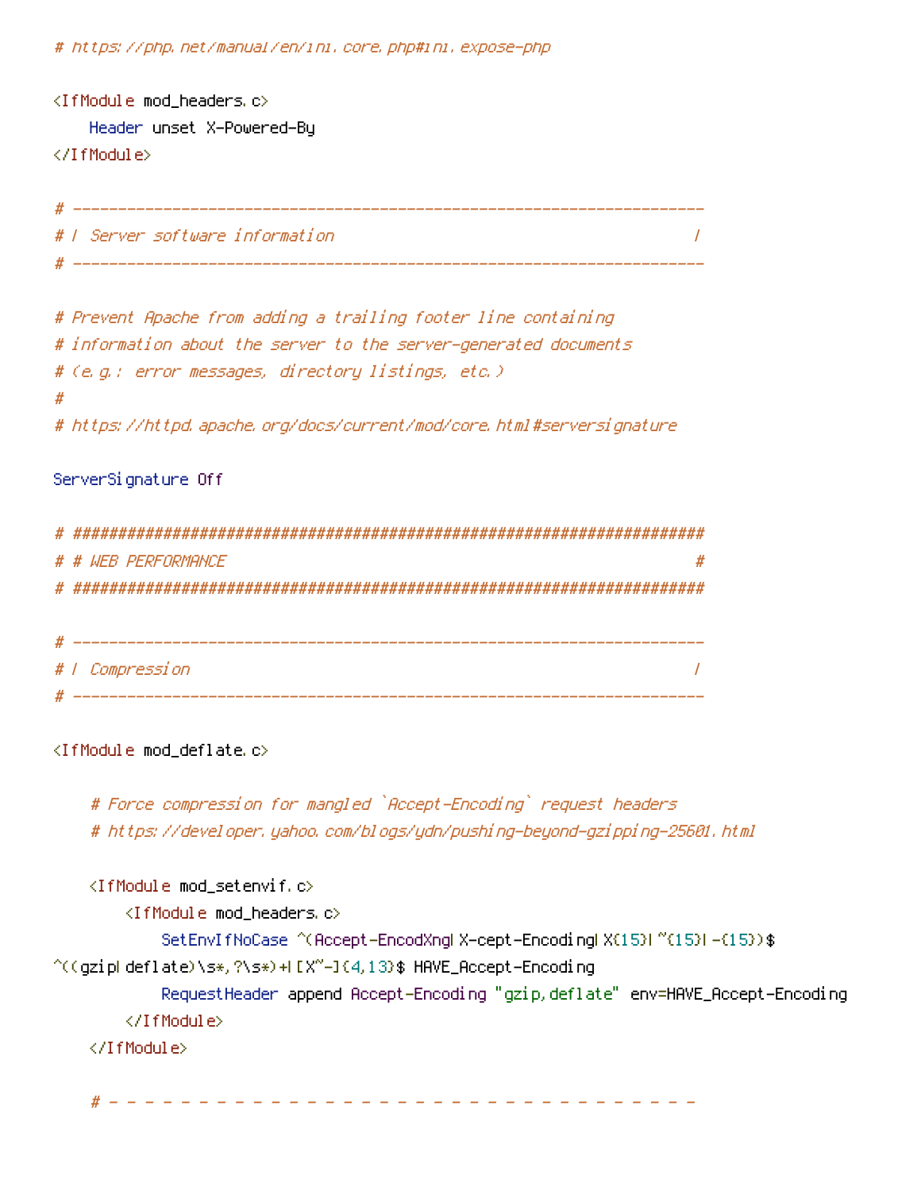```
# https://php.net/manual/en/ini.core.php#ini.expose-php

<IfModule mod_headers.c>
    Header unset X-Powered-By
</IfModule>

# ----------------------------------------------------------------------
# | Server software information                                        |
# ----------------------------------------------------------------------

# Prevent Apache from adding a trailing footer line containing
# information about the server to the server-generated documents
# (e.g.: error messages, directory listings, etc.)
#
# https://httpd.apache.org/docs/current/mod/core.html#serversignature

ServerSignature Off

# ######################################################################
# # WEB PERFORMANCE                                                    #
# ######################################################################

# ----------------------------------------------------------------------
# | Compression                                                        |
# ----------------------------------------------------------------------

<IfModule mod_deflate.c>

    # Force compression for mangled `Accept-Encoding` request headers
    # https://developer.yahoo.com/blogs/ydn/pushing-beyond-gzipping-25601.html

    <IfModule mod_setenvif.c>
        <IfModule mod_headers.c>
            SetEnvIfNoCase ^(Accept-EncodXng|X-cept-Encoding|X{15}|~{15}|-{15})$
^((gzip|deflate)\s*,?\s*)+|[X~-]{4,13}$ HAVE_Accept-Encoding
            RequestHeader append Accept-Encoding "gzip,deflate" env=HAVE_Accept-Encoding
        </IfModule>
    </IfModule>

    # - - - - - - - - - - - - - - - - - - - - - - - - - - - - - - - - - -
```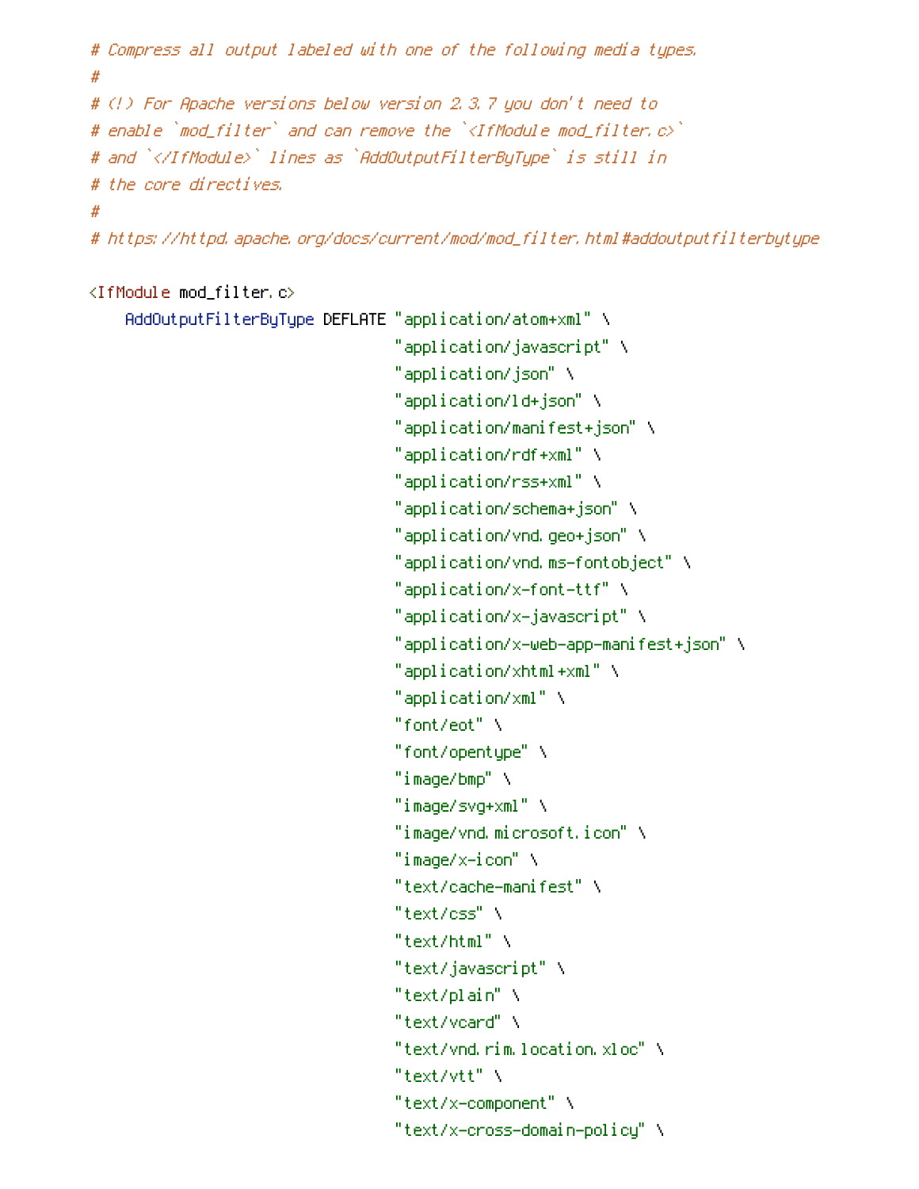```
# Compress all output labeled with one of the following media types.
#
# (!) For Apache versions below version 2.3.7 you don't need to
# enable `mod_filter` and can remove the `<IfModule mod_filter.c>`
# and `</IfModule>` lines as `AddOutputFilterByType` is still in
# the core directives.
#
# https://httpd.apache.org/docs/current/mod/mod_filter.html#addoutputfilterbytype

<IfModule mod_filter.c>
    AddOutputFilterByType DEFLATE "application/atom+xml" \
                                  "application/javascript" \
                                  "application/json" \
                                  "application/ld+json" \
                                  "application/manifest+json" \
                                  "application/rdf+xml" \
                                  "application/rss+xml" \
                                  "application/schema+json" \
                                  "application/vnd.geo+json" \
                                  "application/vnd.ms-fontobject" \
                                  "application/x-font-ttf" \
                                  "application/x-javascript" \
                                  "application/x-web-app-manifest+json" \
                                  "application/xhtml+xml" \
                                  "application/xml" \
                                  "font/eot" \
                                  "font/opentype" \
                                  "image/bmp" \
                                  "image/svg+xml" \
                                  "image/vnd.microsoft.icon" \
                                  "image/x-icon" \
                                  "text/cache-manifest" \
                                  "text/css" \
                                  "text/html" \
                                  "text/javascript" \
                                  "text/plain" \
                                  "text/vcard" \
                                  "text/vnd.rim.location.xloc" \
                                  "text/vtt" \
                                  "text/x-component" \
                                  "text/x-cross-domain-policy" \
```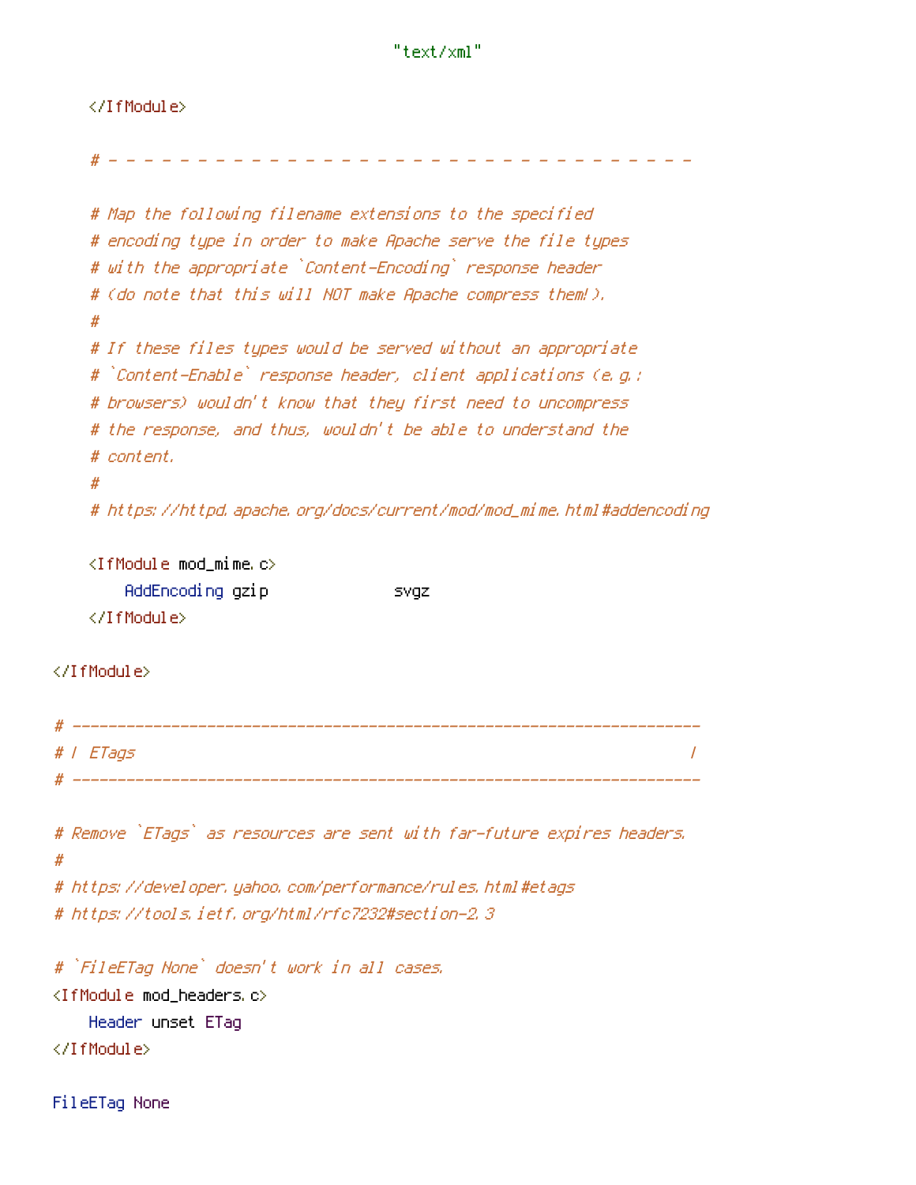```
                                      "text/xml"

    </IfModule>

    # - - - - - - - - - - - - - - - - - - - - - - - - - - - - - - - - -

    # Map the following filename extensions to the specified
    # encoding type in order to make Apache serve the file types
    # with the appropriate `Content-Encoding` response header
    # (do note that this will NOT make Apache compress them!).
    #
    # If these files types would be served without an appropriate
    # `Content-Enable` response header, client applications (e.g.:
    # browsers) wouldn't know that they first need to uncompress
    # the response, and thus, wouldn't be able to understand the
    # content.
    #
    # https://httpd.apache.org/docs/current/mod/mod_mime.html#addencoding

    <IfModule mod_mime.c>
        AddEncoding gzip              svgz
    </IfModule>

</IfModule>

# ----------------------------------------------------------------------
# | ETags                                                              |
# ----------------------------------------------------------------------

# Remove `ETags` as resources are sent with far-future expires headers.
#
# https://developer.yahoo.com/performance/rules.html#etags
# https://tools.ietf.org/html/rfc7232#section-2.3

# `FileETag None` doesn't work in all cases.
<IfModule mod_headers.c>
    Header unset ETag
</IfModule>

FileETag None
```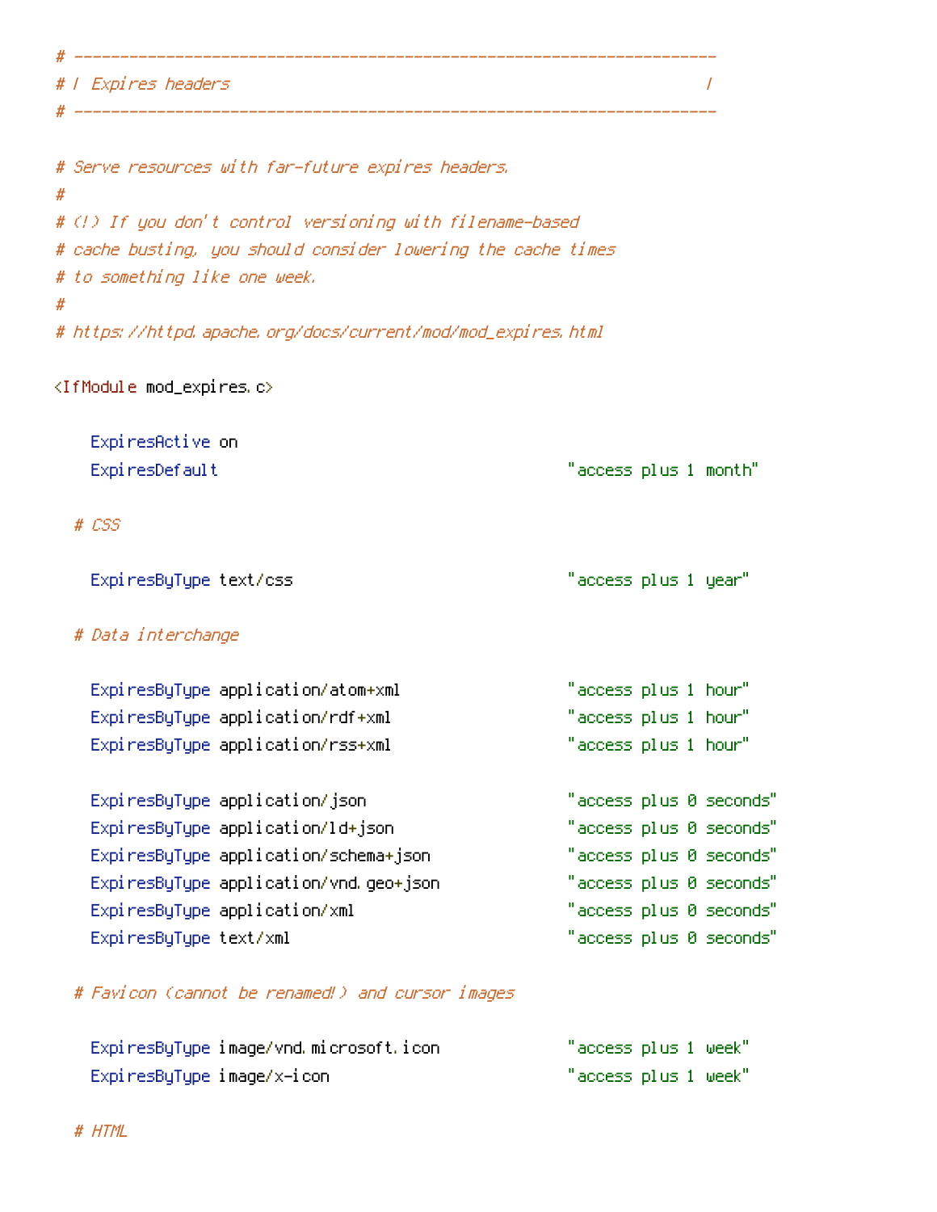```
# ----------------------------------------------------------------------
# | Expires headers                                                    |
# ----------------------------------------------------------------------

# Serve resources with far-future expires headers.
#
# (!) If you don't control versioning with filename-based
# cache busting, you should consider lowering the cache times
# to something like one week.
#
# https://httpd.apache.org/docs/current/mod/mod_expires.html

<IfModule mod_expires.c>

    ExpiresActive on
    ExpiresDefault                                      "access plus 1 month"

  # CSS

    ExpiresByType text/css                              "access plus 1 year"

  # Data interchange

    ExpiresByType application/atom+xml                  "access plus 1 hour"
    ExpiresByType application/rdf+xml                   "access plus 1 hour"
    ExpiresByType application/rss+xml                   "access plus 1 hour"

    ExpiresByType application/json                      "access plus 0 seconds"
    ExpiresByType application/ld+json                   "access plus 0 seconds"
    ExpiresByType application/schema+json               "access plus 0 seconds"
    ExpiresByType application/vnd.geo+json              "access plus 0 seconds"
    ExpiresByType application/xml                       "access plus 0 seconds"
    ExpiresByType text/xml                              "access plus 0 seconds"

  # Favicon (cannot be renamed!) and cursor images

    ExpiresByType image/vnd.microsoft.icon              "access plus 1 week"
    ExpiresByType image/x-icon                          "access plus 1 week"

  # HTML
```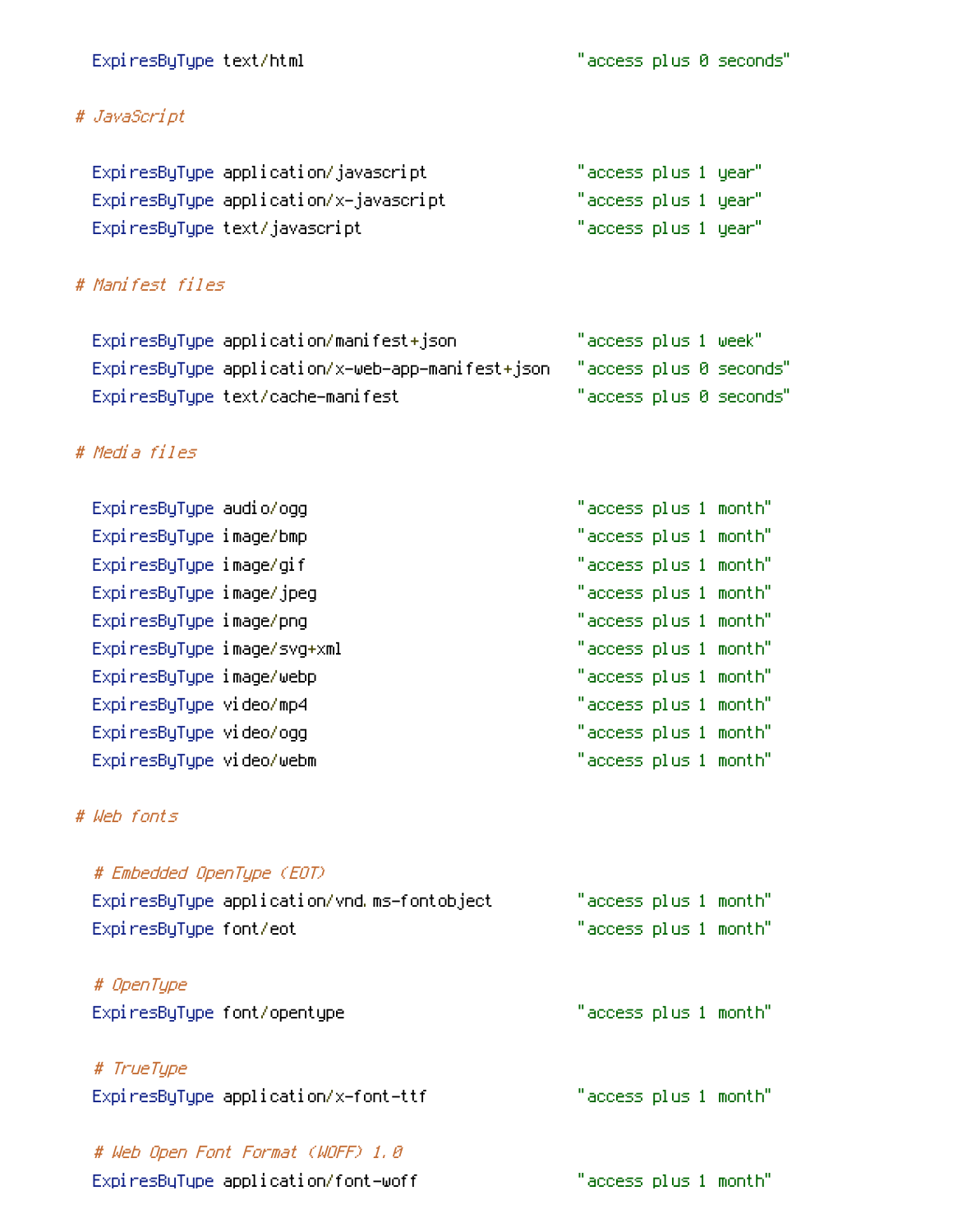```
    ExpiresByType text/html                             "access plus 0 seconds"

  # JavaScript

    ExpiresByType application/javascript                "access plus 1 year"
    ExpiresByType application/x-javascript              "access plus 1 year"
    ExpiresByType text/javascript                       "access plus 1 year"

  # Manifest files

    ExpiresByType application/manifest+json             "access plus 1 week"
    ExpiresByType application/x-web-app-manifest+json   "access plus 0 seconds"
    ExpiresByType text/cache-manifest                   "access plus 0 seconds"

  # Media files

    ExpiresByType audio/ogg                             "access plus 1 month"
    ExpiresByType image/bmp                             "access plus 1 month"
    ExpiresByType image/gif                             "access plus 1 month"
    ExpiresByType image/jpeg                            "access plus 1 month"
    ExpiresByType image/png                             "access plus 1 month"
    ExpiresByType image/svg+xml                         "access plus 1 month"
    ExpiresByType image/webp                            "access plus 1 month"
    ExpiresByType video/mp4                             "access plus 1 month"
    ExpiresByType video/ogg                             "access plus 1 month"
    ExpiresByType video/webm                            "access plus 1 month"

  # Web fonts

    # Embedded OpenType (EOT)
    ExpiresByType application/vnd.ms-fontobject         "access plus 1 month"
    ExpiresByType font/eot                              "access plus 1 month"

    # OpenType
    ExpiresByType font/opentype                         "access plus 1 month"

    # TrueType
    ExpiresByType application/x-font-ttf                "access plus 1 month"

    # Web Open Font Format (WOFF) 1.0
    ExpiresByType application/font-woff                 "access plus 1 month"
```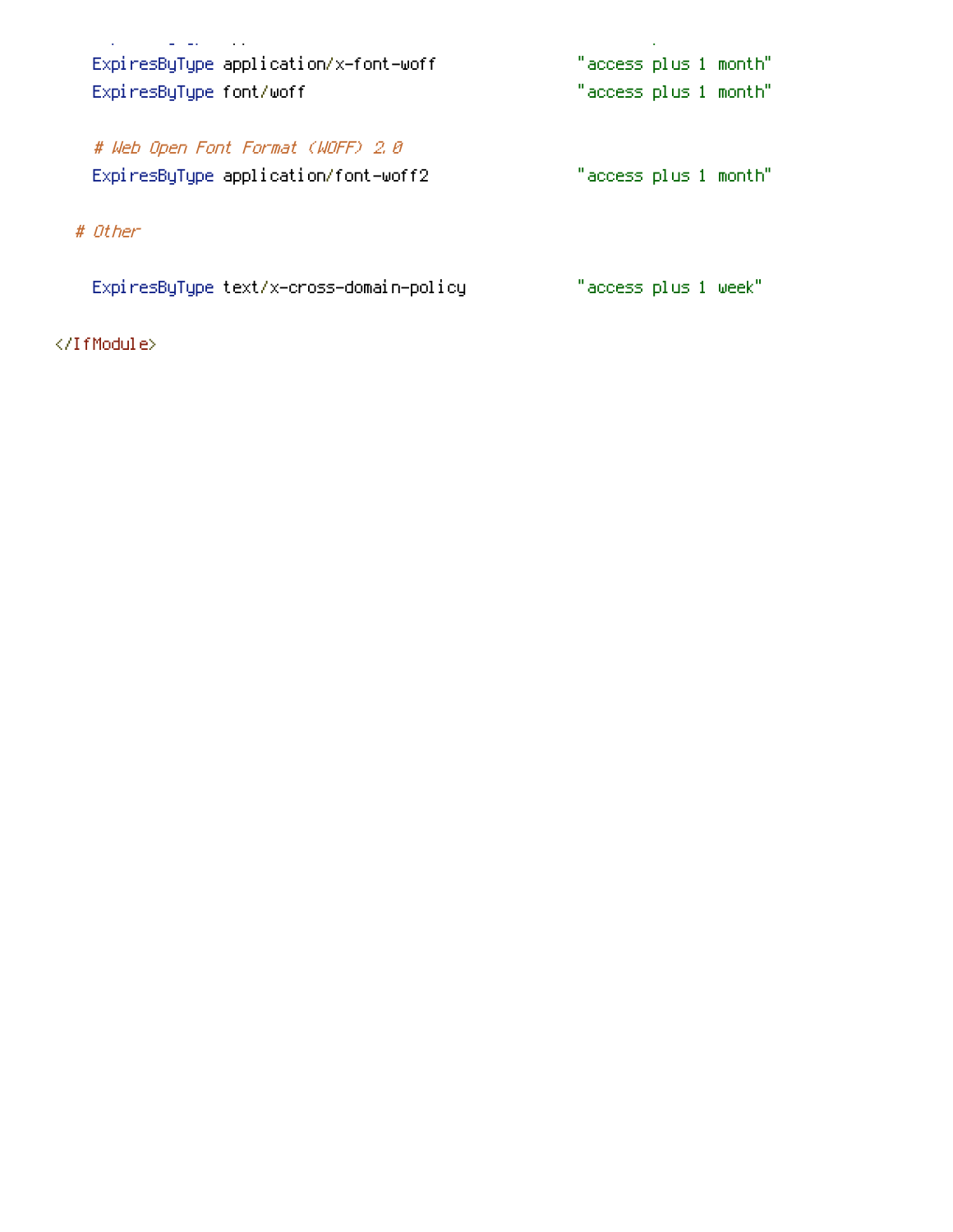```
    ExpiresByType application/x-font-woff               "access plus 1 month"
    ExpiresByType font/woff                             "access plus 1 month"

    # Web Open Font Format (WOFF) 2.0
    ExpiresByType application/font-woff2                "access plus 1 month"

  # Other

    ExpiresByType text/x-cross-domain-policy            "access plus 1 week"

</IfModule>
```